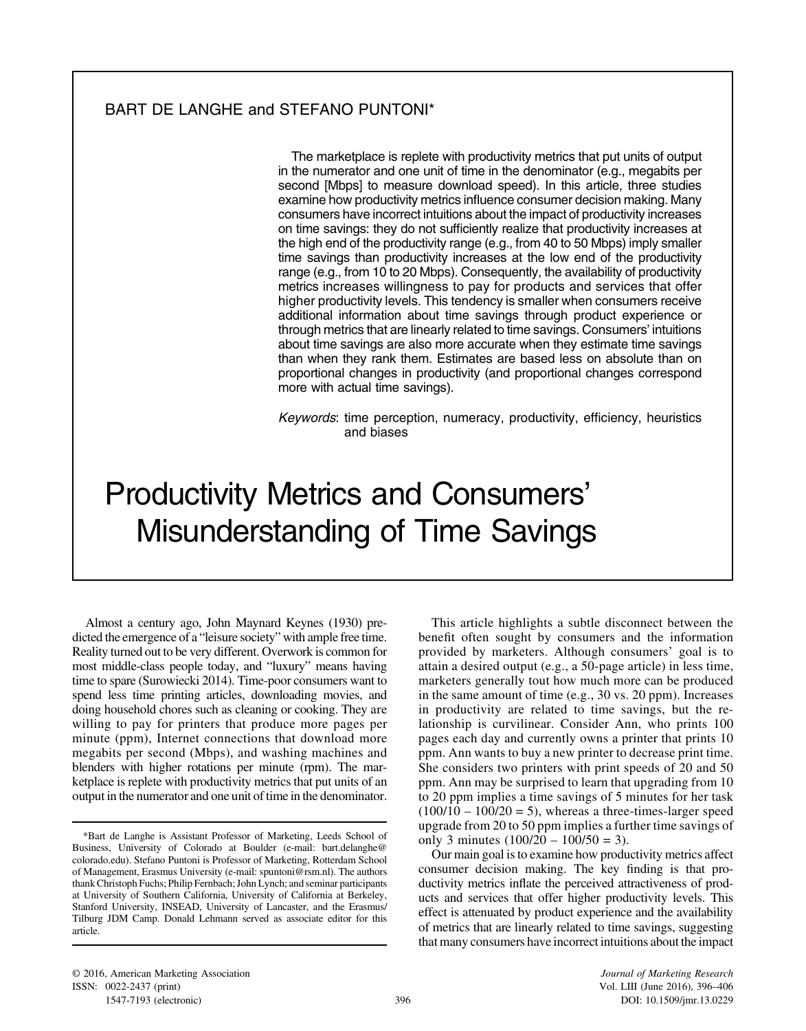BART DE LANGHE and STEFANO PUNTONI*

The marketplace is replete with productivity metrics that put units of output in the numerator and one unit of time in the denominator (e.g., megabits per second [Mbps] to measure download speed). In this article, three studies examine how productivity metrics influence consumer decision making. Many consumers have incorrect intuitions about the impact of productivity increases on time savings: they do not sufficiently realize that productivity increases at the high end of the productivity range (e.g., from 40 to 50 Mbps) imply smaller time savings than productivity increases at the low end of the productivity range (e.g., from 10 to 20 Mbps). Consequently, the availability of productivity metrics increases willingness to pay for products and services that offer higher productivity levels. This tendency is smaller when consumers receive additional information about time savings through product experience or through metrics that are linearly related to time savings. Consumers' intuitions about time savings are also more accurate when they estimate time savings than when they rank them. Estimates are based less on absolute than on proportional changes in productivity (and proportional changes correspond more with actual time savings).

*Keywords*: time perception, numeracy, productivity, efficiency, heuristics and biases

# Productivity Metrics and Consumers' Misunderstanding of Time Savings

Almost a century ago, John Maynard Keynes (1930) predicted the emergence of a "leisure society" with ample free time. Reality turned out to be very different. Overwork is common for most middle-class people today, and "luxury" means having time to spare (Surowiecki 2014). Time-poor consumers want to spend less time printing articles, downloading movies, and doing household chores such as cleaning or cooking. They are willing to pay for printers that produce more pages per minute (ppm), Internet connections that download more megabits per second (Mbps), and washing machines and blenders with higher rotations per minute (rpm). The marketplace is replete with productivity metrics that put units of an output in the numerator and one unit of time in the denominator.

This article highlights a subtle disconnect between the benefit often sought by consumers and the information provided by marketers. Although consumers' goal is to attain a desired output (e.g., a 50-page article) in less time, marketers generally tout how much more can be produced in the same amount of time (e.g., 30 vs. 20 ppm). Increases in productivity are related to time savings, but the relationship is curvilinear. Consider Ann, who prints 100 pages each day and currently owns a printer that prints 10 ppm. Ann wants to buy a new printer to decrease print time. She considers two printers with print speeds of 20 and 50 ppm. Ann may be surprised to learn that upgrading from 10 to 20 ppm implies a time savings of 5 minutes for her task ($100/10 - 100/20 = 5$), whereas a three-times-larger speed upgrade from 20 to 50 ppm implies a further time savings of only 3 minutes ($100/20 - 100/50 = 3$).

Our main goal is to examine how productivity metrics affect consumer decision making. The key finding is that productivity metrics inflate the perceived attractiveness of products and services that offer higher productivity levels. This effect is attenuated by product experience and the availability of metrics that are linearly related to time savings, suggesting that many consumers have incorrect intuitions about the impact

*Bart de Langhe is Assistant Professor of Marketing, Leeds School of Business, University of Colorado at Boulder (e-mail: bart.delanghe@colorado.edu). Stefano Puntoni is Professor of Marketing, Rotterdam School of Management, Erasmus University (e-mail: spuntoni@rsm.nl). The authors thank Christoph Fuchs; Philip Fernbach; John Lynch; and seminar participants at University of Southern California, University of California at Berkeley, Stanford University, INSEAD, University of Lancaster, and the Erasmus/Tilburg JDM Camp. Donald Lehmann served as associate editor for this article.

© 2016, American Marketing Association
ISSN: 0022-2437 (print)
1547-7193 (electronic)

DOI: 10.1509/jmr.13.0229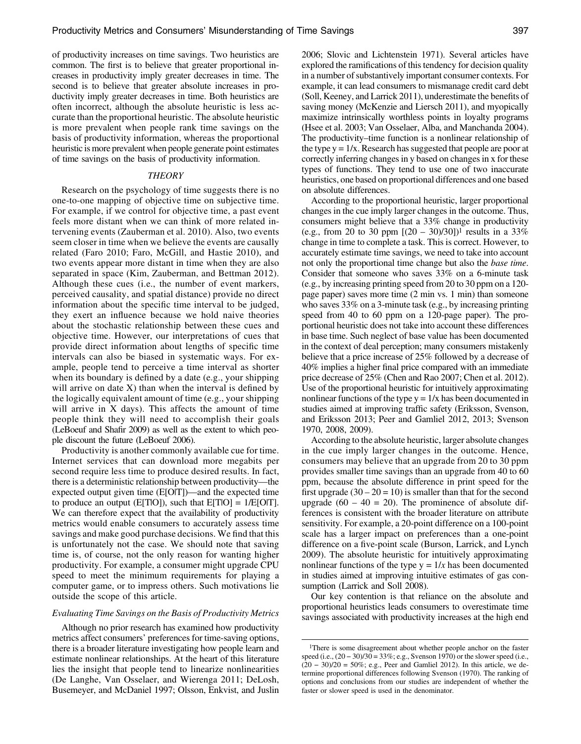of productivity increases on time savings. Two heuristics are common. The first is to believe that greater proportional increases in productivity imply greater decreases in time. The second is to believe that greater absolute increases in productivity imply greater decreases in time. Both heuristics are often incorrect, although the absolute heuristic is less accurate than the proportional heuristic. The absolute heuristic is more prevalent when people rank time savings on the basis of productivity information, whereas the proportional heuristic is more prevalent when people generate point estimates of time savings on the basis of productivity information.

## THEORY

Research on the psychology of time suggests there is no one-to-one mapping of objective time on subjective time. For example, if we control for objective time, a past event feels more distant when we can think of more related intervening events (Zauberman et al. 2010). Also, two events seem closer in time when we believe the events are causally related (Faro 2010; Faro, McGill, and Hastie 2010), and two events appear more distant in time when they are also separated in space (Kim, Zauberman, and Bettman 2012). Although these cues (i.e., the number of event markers, perceived causality, and spatial distance) provide no direct information about the specific time interval to be judged, they exert an influence because we hold naive theories about the stochastic relationship between these cues and objective time. However, our interpretations of cues that provide direct information about lengths of specific time intervals can also be biased in systematic ways. For example, people tend to perceive a time interval as shorter when its boundary is defined by a date (e.g., your shipping will arrive on date X) than when the interval is defined by the logically equivalent amount of time (e.g., your shipping will arrive in X days). This affects the amount of time people think they will need to accomplish their goals (LeBoeuf and Shafir 2009) as well as the extent to which people discount the future (LeBoeuf 2006).

Productivity is another commonly available cue for time. Internet services that can download more megabits per second require less time to produce desired results. In fact, there is a deterministic relationship between productivity—the expected output given time (E[O|T])—and the expected time to produce an output (E[T|O]), such that E[T|O] = 1/E[O|T]. We can therefore expect that the availability of productivity metrics would enable consumers to accurately assess time savings and make good purchase decisions. We find that this is unfortunately not the case. We should note that saving time is, of course, not the only reason for wanting higher productivity. For example, a consumer might upgrade CPU speed to meet the minimum requirements for playing a computer game, or to impress others. Such motivations lie outside the scope of this article.

### *Evaluating Time Savings on the Basis of Productivity Metrics*

Although no prior research has examined how productivity metrics affect consumers' preferences for time-saving options, there is a broader literature investigating how people learn and estimate nonlinear relationships. At the heart of this literature lies the insight that people tend to linearize nonlinearities (De Langhe, Van Osselaer, and Wierenga 2011; DeLosh, Busemeyer, and McDaniel 1997; Olsson, Enkvist, and Juslin 2006; Slovic and Lichtenstein 1971). Several articles have explored the ramifications of this tendency for decision quality in a number of substantively important consumer contexts. For example, it can lead consumers to mismanage credit card debt (Soll, Keeney, and Larrick 2011), underestimate the benefits of saving money (McKenzie and Liersch 2011), and myopically maximize intrinsically worthless points in loyalty programs (Hsee et al. 2003; Van Osselaer, Alba, and Manchanda 2004). The productivity–time function is a nonlinear relationship of the type $y = 1/x$. Research has suggested that people are poor at correctly inferring changes in y based on changes in x for these types of functions. They tend to use one of two inaccurate heuristics, one based on proportional differences and one based on absolute differences.

According to the proportional heuristic, larger proportional changes in the cue imply larger changes in the outcome. Thus, consumers might believe that a 33% change in productivity (e.g., from 20 to 30 ppm [(20 – 30)/30])[1] results in a 33% change in time to complete a task. This is correct. However, to accurately estimate time savings, we need to take into account not only the proportional time change but also the *base time*. Consider that someone who saves 33% on a 6-minute task (e.g., by increasing printing speed from 20 to 30 ppm on a 120-page paper) saves more time (2 min vs. 1 min) than someone who saves 33% on a 3-minute task (e.g., by increasing printing speed from 40 to 60 ppm on a 120-page paper). The proportional heuristic does not take into account these differences in base time. Such neglect of base value has been documented in the context of deal perception; many consumers mistakenly believe that a price increase of 25% followed by a decrease of 40% implies a higher final price compared with an immediate price decrease of 25% (Chen and Rao 2007; Chen et al. 2012). Use of the proportional heuristic for intuitively approximating nonlinear functions of the type $y = 1/x$ has been documented in studies aimed at improving traffic safety (Eriksson, Svenson, and Eriksson 2013; Peer and Gamliel 2012, 2013; Svenson 1970, 2008, 2009).

According to the absolute heuristic, larger absolute changes in the cue imply larger changes in the outcome. Hence, consumers may believe that an upgrade from 20 to 30 ppm provides smaller time savings than an upgrade from 40 to 60 ppm, because the absolute difference in print speed for the first upgrade (30 – 20 = 10) is smaller than that for the second upgrade (60 – 40 = 20). The prominence of absolute differences is consistent with the broader literature on attribute sensitivity. For example, a 20-point difference on a 100-point scale has a larger impact on preferences than a one-point difference on a five-point scale (Burson, Larrick, and Lynch 2009). The absolute heuristic for intuitively approximating nonlinear functions of the type $y = 1/x$ has been documented in studies aimed at improving intuitive estimates of gas consumption (Larrick and Soll 2008).

Our key contention is that reliance on the absolute and proportional heuristics leads consumers to overestimate time savings associated with productivity increases at the high end

[1]There is some disagreement about whether people anchor on the faster speed (i.e., (20 – 30)/30 = 33%; e.g., Svenson 1970) or the slower speed (i.e., (20 – 30)/20 = 50%; e.g., Peer and Gamliel 2012). In this article, we determine proportional differences following Svenson (1970). The ranking of options and conclusions from our studies are independent of whether the faster or slower speed is used in the denominator.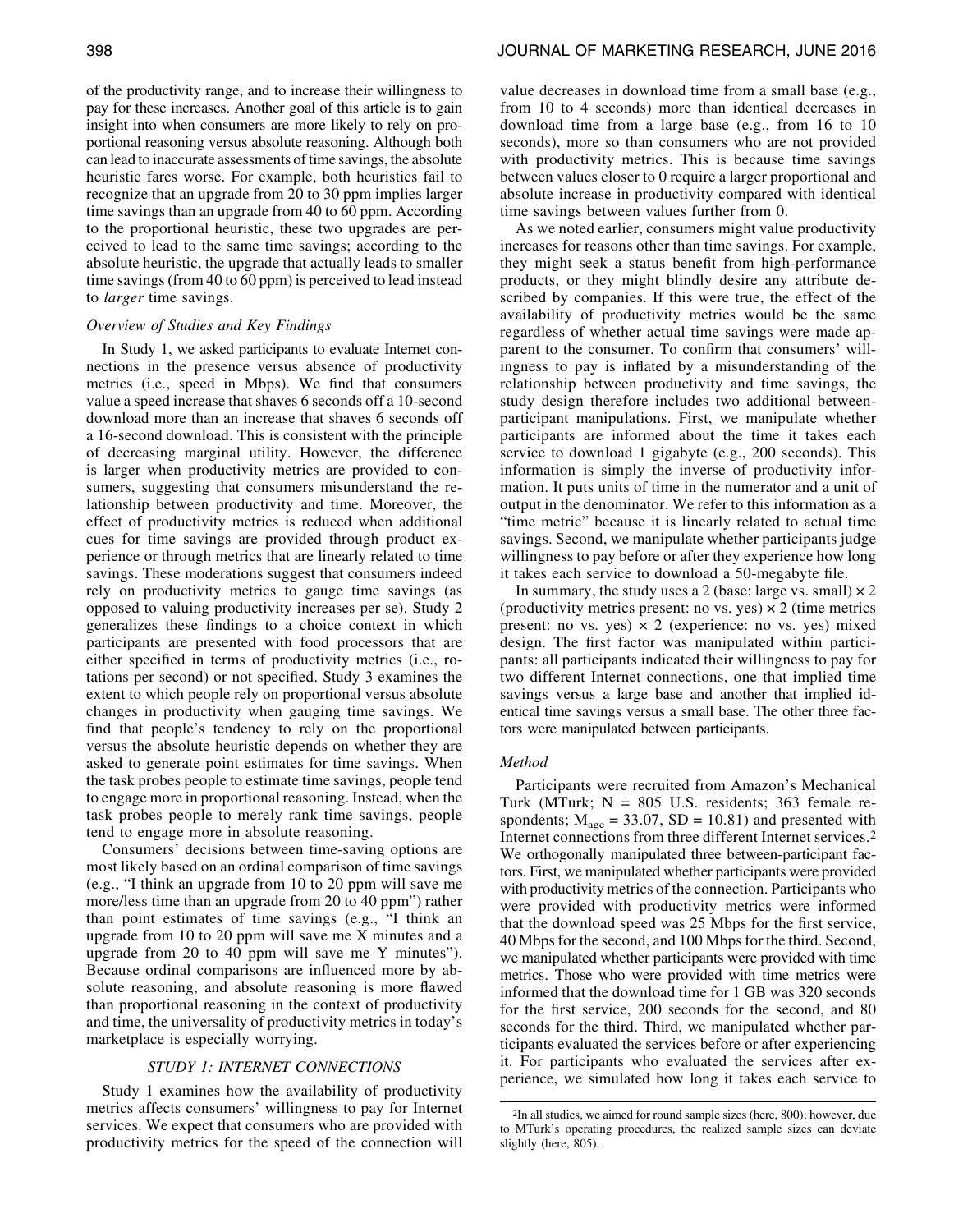of the productivity range, and to increase their willingness to pay for these increases. Another goal of this article is to gain insight into when consumers are more likely to rely on proportional reasoning versus absolute reasoning. Although both can lead to inaccurate assessments of time savings, the absolute heuristic fares worse. For example, both heuristics fail to recognize that an upgrade from 20 to 30 ppm implies larger time savings than an upgrade from 40 to 60 ppm. According to the proportional heuristic, these two upgrades are perceived to lead to the same time savings; according to the absolute heuristic, the upgrade that actually leads to smaller time savings (from 40 to 60 ppm) is perceived to lead instead to *larger* time savings.

### *Overview of Studies and Key Findings*

In Study 1, we asked participants to evaluate Internet connections in the presence versus absence of productivity metrics (i.e., speed in Mbps). We find that consumers value a speed increase that shaves 6 seconds off a 10-second download more than an increase that shaves 6 seconds off a 16-second download. This is consistent with the principle of decreasing marginal utility. However, the difference is larger when productivity metrics are provided to consumers, suggesting that consumers misunderstand the relationship between productivity and time. Moreover, the effect of productivity metrics is reduced when additional cues for time savings are provided through product experience or through metrics that are linearly related to time savings. These moderations suggest that consumers indeed rely on productivity metrics to gauge time savings (as opposed to valuing productivity increases per se). Study 2 generalizes these findings to a choice context in which participants are presented with food processors that are either specified in terms of productivity metrics (i.e., rotations per second) or not specified. Study 3 examines the extent to which people rely on proportional versus absolute changes in productivity when gauging time savings. We find that people's tendency to rely on the proportional versus the absolute heuristic depends on whether they are asked to generate point estimates for time savings. When the task probes people to estimate time savings, people tend to engage more in proportional reasoning. Instead, when the task probes people to merely rank time savings, people tend to engage more in absolute reasoning.

Consumers' decisions between time-saving options are most likely based on an ordinal comparison of time savings (e.g., "I think an upgrade from 10 to 20 ppm will save me more/less time than an upgrade from 20 to 40 ppm") rather than point estimates of time savings (e.g., "I think an upgrade from 10 to 20 ppm will save me X minutes and a upgrade from 20 to 40 ppm will save me Y minutes"). Because ordinal comparisons are influenced more by absolute reasoning, and absolute reasoning is more flawed than proportional reasoning in the context of productivity and time, the universality of productivity metrics in today's marketplace is especially worrying.

## STUDY 1: INTERNET CONNECTIONS

Study 1 examines how the availability of productivity metrics affects consumers' willingness to pay for Internet services. We expect that consumers who are provided with productivity metrics for the speed of the connection will value decreases in download time from a small base (e.g., from 10 to 4 seconds) more than identical decreases in download time from a large base (e.g., from 16 to 10 seconds), more so than consumers who are not provided with productivity metrics. This is because time savings between values closer to 0 require a larger proportional and absolute increase in productivity compared with identical time savings between values further from 0.

As we noted earlier, consumers might value productivity increases for reasons other than time savings. For example, they might seek a status benefit from high-performance products, or they might blindly desire any attribute described by companies. If this were true, the effect of the availability of productivity metrics would be the same regardless of whether actual time savings were made apparent to the consumer. To confirm that consumers' willingness to pay is inflated by a misunderstanding of the relationship between productivity and time savings, the study design therefore includes two additional between-participant manipulations. First, we manipulate whether participants are informed about the time it takes each service to download 1 gigabyte (e.g., 200 seconds). This information is simply the inverse of productivity information. It puts units of time in the numerator and a unit of output in the denominator. We refer to this information as a "time metric" because it is linearly related to actual time savings. Second, we manipulate whether participants judge willingness to pay before or after they experience how long it takes each service to download a 50-megabyte file.

In summary, the study uses a 2 (base: large vs. small) × 2 (productivity metrics present: no vs. yes) × 2 (time metrics present: no vs. yes) × 2 (experience: no vs. yes) mixed design. The first factor was manipulated within participants: all participants indicated their willingness to pay for two different Internet connections, one that implied time savings versus a large base and another that implied identical time savings versus a small base. The other three factors were manipulated between participants.

### *Method*

Participants were recruited from Amazon's Mechanical Turk (MTurk; N = 805 U.S. residents; 363 female respondents; $M_{age}$ = 33.07, SD = 10.81) and presented with Internet connections from three different Internet services.[2] We orthogonally manipulated three between-participant factors. First, we manipulated whether participants were provided with productivity metrics of the connection. Participants who were provided with productivity metrics were informed that the download speed was 25 Mbps for the first service, 40 Mbps for the second, and 100 Mbps for the third. Second, we manipulated whether participants were provided with time metrics. Those who were provided with time metrics were informed that the download time for 1 GB was 320 seconds for the first service, 200 seconds for the second, and 80 seconds for the third. Third, we manipulated whether participants evaluated the services before or after experiencing it. For participants who evaluated the services after experience, we simulated how long it takes each service to

[2] In all studies, we aimed for round sample sizes (here, 800); however, due to MTurk's operating procedures, the realized sample sizes can deviate slightly (here, 805).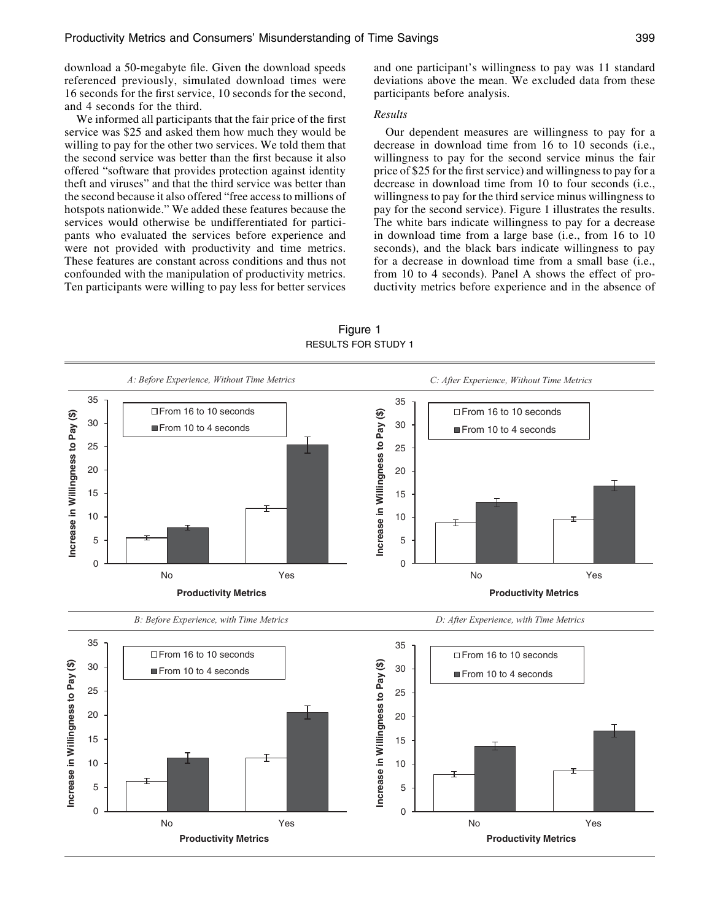download a 50-megabyte file. Given the download speeds referenced previously, simulated download times were 16 seconds for the first service, 10 seconds for the second, and 4 seconds for the third.

We informed all participants that the fair price of the first service was $25 and asked them how much they would be willing to pay for the other two services. We told them that the second service was better than the first because it also offered "software that provides protection against identity theft and viruses" and that the third service was better than the second because it also offered "free access to millions of hotspots nationwide." We added these features because the services would otherwise be undifferentiated for participants who evaluated the services before experience and were not provided with productivity and time metrics. These features are constant across conditions and thus not confounded with the manipulation of productivity metrics. Ten participants were willing to pay less for better services and one participant's willingness to pay was 11 standard deviations above the mean. We excluded data from these participants before analysis.

### *Results*

Our dependent measures are willingness to pay for a decrease in download time from 16 to 10 seconds (i.e., willingness to pay for the second service minus the fair price of $25 for the first service) and willingness to pay for a decrease in download time from 10 to four seconds (i.e., willingness to pay for the third service minus willingness to pay for the second service). Figure 1 illustrates the results. The white bars indicate willingness to pay for a decrease in download time from a large base (i.e., from 16 to 10 seconds), and the black bars indicate willingness to pay for a decrease in download time from a small base (i.e., from 10 to 4 seconds). Panel A shows the effect of productivity metrics before experience and in the absence of

Figure 1
RESULTS FOR STUDY 1

*A: Before Experience, Without Time Metrics*

*B: Before Experience, with Time Metrics*

*C: After Experience, Without Time Metrics*

*D: After Experience, with Time Metrics*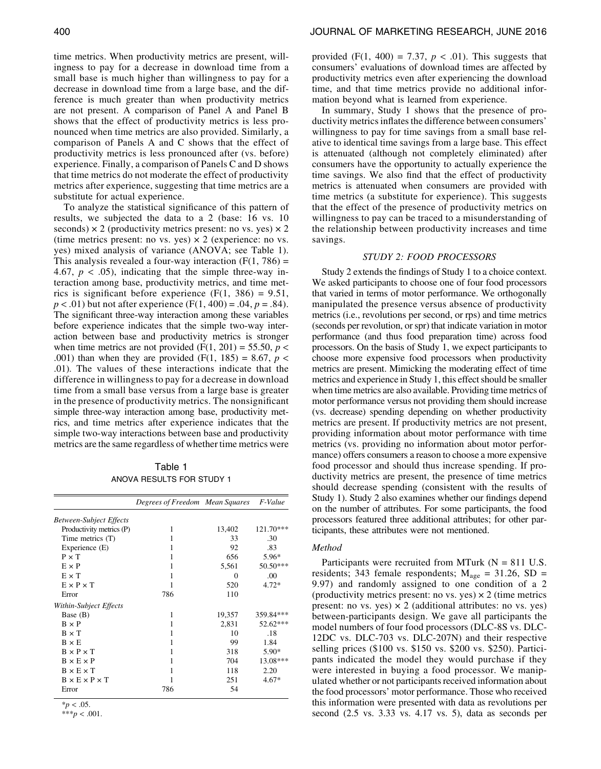time metrics. When productivity metrics are present, willingness to pay for a decrease in download time from a small base is much higher than willingness to pay for a decrease in download time from a large base, and the difference is much greater than when productivity metrics are not present. A comparison of Panel A and Panel B shows that the effect of productivity metrics is less pronounced when time metrics are also provided. Similarly, a comparison of Panels A and C shows that the effect of productivity metrics is less pronounced after (vs. before) experience. Finally, a comparison of Panels C and D shows that time metrics do not moderate the effect of productivity metrics after experience, suggesting that time metrics are a substitute for actual experience.

To analyze the statistical significance of this pattern of results, we subjected the data to a 2 (base: 16 vs. 10 seconds) × 2 (productivity metrics present: no vs. yes) × 2 (time metrics present: no vs. yes) × 2 (experience: no vs. yes) mixed analysis of variance (ANOVA; see Table 1). This analysis revealed a four-way interaction ($F(1, 786) = 4.67$, $p < .05$), indicating that the simple three-way interaction among base, productivity metrics, and time metrics is significant before experience ($F(1, 386) = 9.51$, $p < .01$) but not after experience ($F(1, 400) = .04$, $p = .84$). The significant three-way interaction among these variables before experience indicates that the simple two-way interaction between base and productivity metrics is stronger when time metrics are not provided ($F(1, 201) = 55.50$, $p < .001$) than when they are provided ($F(1, 185) = 8.67$, $p < .01$). The values of these interactions indicate that the difference in willingness to pay for a decrease in download time from a small base versus from a large base is greater in the presence of productivity metrics. The nonsignificant simple three-way interaction among base, productivity metrics, and time metrics after experience indicates that the simple two-way interactions between base and productivity metrics are the same regardless of whether time metrics were provided ($F(1, 400) = 7.37$, $p < .01$). This suggests that consumers' evaluations of download times are affected by productivity metrics even after experiencing the download time, and that time metrics provide no additional information beyond what is learned from experience.

Table 1

ANOVA RESULTS FOR STUDY 1

| | Degrees of Freedom | Mean Squares | F-Value |
|---|---|---|---|
| *Between-Subject Effects* | | | |
| Productivity metrics (P) | 1 | 13,402 | 121.70*** |
| Time metrics (T) | 1 | 33 | .30 |
| Experience (E) | 1 | 92 | .83 |
| P × T | 1 | 656 | 5.96* |
| E × P | 1 | 5,561 | 50.50*** |
| E × T | 1 | 0 | .00 |
| E × P × T | 1 | 520 | 4.72* |
| Error | 786 | 110 | |
| *Within-Subject Effects* | | | |
| Base (B) | 1 | 19,357 | 359.84*** |
| B × P | 1 | 2,831 | 52.62*** |
| B × T | 1 | 10 | .18 |
| B × E | 1 | 99 | 1.84 |
| B × P × T | 1 | 318 | 5.90* |
| B × E × P | 1 | 704 | 13.08*** |
| B × E × T | 1 | 118 | 2.20 |
| B × E × P × T | 1 | 251 | 4.67* |
| Error | 786 | 54 | |

*$p < .05$.
***$p < .001$.

In summary, Study 1 shows that the presence of productivity metrics inflates the difference between consumers' willingness to pay for time savings from a small base relative to identical time savings from a large base. This effect is attenuated (although not completely eliminated) after consumers have the opportunity to actually experience the time savings. We also find that the effect of productivity metrics is attenuated when consumers are provided with time metrics (a substitute for experience). This suggests that the effect of the presence of productivity metrics on willingness to pay can be traced to a misunderstanding of the relationship between productivity increases and time savings.

## *STUDY 2: FOOD PROCESSORS*

Study 2 extends the findings of Study 1 to a choice context. We asked participants to choose one of four food processors that varied in terms of motor performance. We orthogonally manipulated the presence versus absence of productivity metrics (i.e., revolutions per second, or rps) and time metrics (seconds per revolution, or spr) that indicate variation in motor performance (and thus food preparation time) across food processors. On the basis of Study 1, we expect participants to choose more expensive food processors when productivity metrics are present. Mimicking the moderating effect of time metrics and experience in Study 1, this effect should be smaller when time metrics are also available. Providing time metrics of motor performance versus not providing them should increase (vs. decrease) spending depending on whether productivity metrics are present. If productivity metrics are not present, providing information about motor performance with time metrics (vs. providing no information about motor performance) offers consumers a reason to choose a more expensive food processor and should thus increase spending. If productivity metrics are present, the presence of time metrics should decrease spending (consistent with the results of Study 1). Study 2 also examines whether our findings depend on the number of attributes. For some participants, the food processors featured three additional attributes; for other participants, these attributes were not mentioned.

### *Method*

Participants were recruited from MTurk (N = 811 U.S. residents; 343 female respondents; $M_{age} = 31.26$, $SD = 9.97$) and randomly assigned to one condition of a 2 (productivity metrics present: no vs. yes) × 2 (time metrics present: no vs. yes) × 2 (additional attributes: no vs. yes) between-participants design. We gave all participants the model numbers of four food processors (DLC-8S vs. DLC-12DC vs. DLC-703 vs. DLC-207N) and their respective selling prices ($100 vs. $150 vs. $200 vs. $250). Participants indicated the model they would purchase if they were interested in buying a food processor. We manipulated whether or not participants received information about the food processors' motor performance. Those who received this information were presented with data as revolutions per second (2.5 vs. 3.33 vs. 4.17 vs. 5), data as seconds per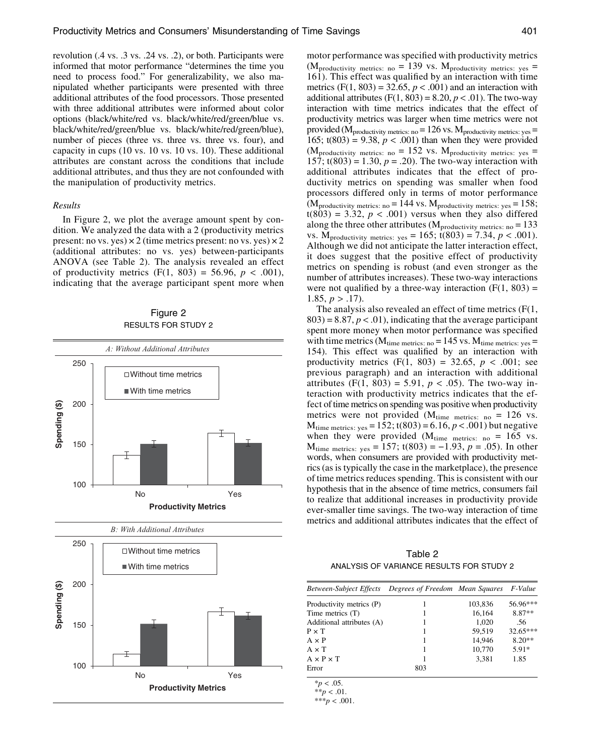revolution (.4 vs. .3 vs. .24 vs. .2), or both. Participants were informed that motor performance "determines the time you need to process food." For generalizability, we also manipulated whether participants were presented with three additional attributes of the food processors. Those presented with three additional attributes were informed about color options (black/white/red vs. black/white/red/green/blue vs. black/white/red/green/blue vs. black/white/red/green/blue), number of pieces (three vs. three vs. three vs. four), and capacity in cups (10 vs. 10 vs. 10 vs. 10). These additional attributes are constant across the conditions that include additional attributes, and thus they are not confounded with the manipulation of productivity metrics.

### *Results*

In Figure 2, we plot the average amount spent by condition. We analyzed the data with a 2 (productivity metrics present: no vs. yes) × 2 (time metrics present: no vs. yes) × 2 (additional attributes: no vs. yes) between-participants ANOVA (see Table 2). The analysis revealed an effect of productivity metrics ($F(1, 803) = 56.96$, $p < .001$), indicating that the average participant spent more when motor performance was specified with productivity metrics ($M_{\text{productivity metrics: no}} = 139$ vs. $M_{\text{productivity metrics: yes}} = 161$). This effect was qualified by an interaction with time metrics ($F(1, 803) = 32.65$, $p < .001$) and an interaction with additional attributes ($F(1, 803) = 8.20$, $p < .01$). The two-way interaction with time metrics indicates that the effect of productivity metrics was larger when time metrics were not provided ($M_{\text{productivity metrics: no}} = 126$ vs. $M_{\text{productivity metrics: yes}} = 165$; $t(803) = 9.38$, $p < .001$) than when they were provided ($M_{\text{productivity metrics: no}} = 152$ vs. $M_{\text{productivity metrics: yes}} = 157$; $t(803) = 1.30$, $p = .20$). The two-way interaction with additional attributes indicates that the effect of productivity metrics on spending was smaller when food processors differed only in terms of motor performance ($M_{\text{productivity metrics: no}} = 144$ vs. $M_{\text{productivity metrics: yes}} = 158$; $t(803) = 3.32$, $p < .001$) versus when they also differed along the three other attributes ($M_{\text{productivity metrics: no}} = 133$ vs. $M_{\text{productivity metrics: yes}} = 165$; $t(803) = 7.34$, $p < .001$). Although we did not anticipate the latter interaction effect, it does suggest that the positive effect of productivity metrics on spending is robust (and even stronger as the number of attributes increases). These two-way interactions were not qualified by a three-way interaction ($F(1, 803) = 1.85$, $p > .17$).

The analysis also revealed an effect of time metrics ($F(1, 803) = 8.87$, $p < .01$), indicating that the average participant spent more money when motor performance was specified with time metrics ($M_{\text{time metrics: no}} = 145$ vs. $M_{\text{time metrics: yes}} = 154$). This effect was qualified by an interaction with productivity metrics ($F(1, 803) = 32.65$, $p < .001$; see previous paragraph) and an interaction with additional attributes ($F(1, 803) = 5.91$, $p < .05$). The two-way interaction with productivity metrics indicates that the effect of time metrics on spending was positive when productivity metrics were not provided ($M_{\text{time metrics: no}} = 126$ vs. $M_{\text{time metrics: yes}} = 152$; $t(803) = 6.16$, $p < .001$) but negative when they were provided ($M_{\text{time metrics: no}} = 165$ vs. $M_{\text{time metrics: yes}} = 157$; $t(803) = -1.93$, $p = .05$). In other words, when consumers are provided with productivity metrics (as is typically the case in the marketplace), the presence of time metrics reduces spending. This is consistent with our hypothesis that in the absence of time metrics, consumers fail to realize that additional increases in productivity provide ever-smaller time savings. The two-way interaction of time metrics and additional attributes indicates that the effect of

Figure 2
RESULTS FOR STUDY 2

*A: Without Additional Attributes*

*B: With Additional Attributes*

Table 2
ANALYSIS OF VARIANCE RESULTS FOR STUDY 2

| *Between-Subject Effects* | *Degrees of Freedom* | *Mean Squares* | *F-Value* |
|---|---|---|---|
| Productivity metrics (P) | 1 | 103,836 | 56.96*** |
| Time metrics (T) | 1 | 16,164 | 8.87** |
| Additional attributes (A) | 1 | 1,020 | .56 |
| P × T | 1 | 59,519 | 32.65*** |
| A × P | 1 | 14,946 | 8.20** |
| A × T | 1 | 10,770 | 5.91* |
| A × P × T | 1 | 3,381 | 1.85 |
| Error | 803 | | |

*$p < .05$.
**$p < .01$.
***$p < .001$.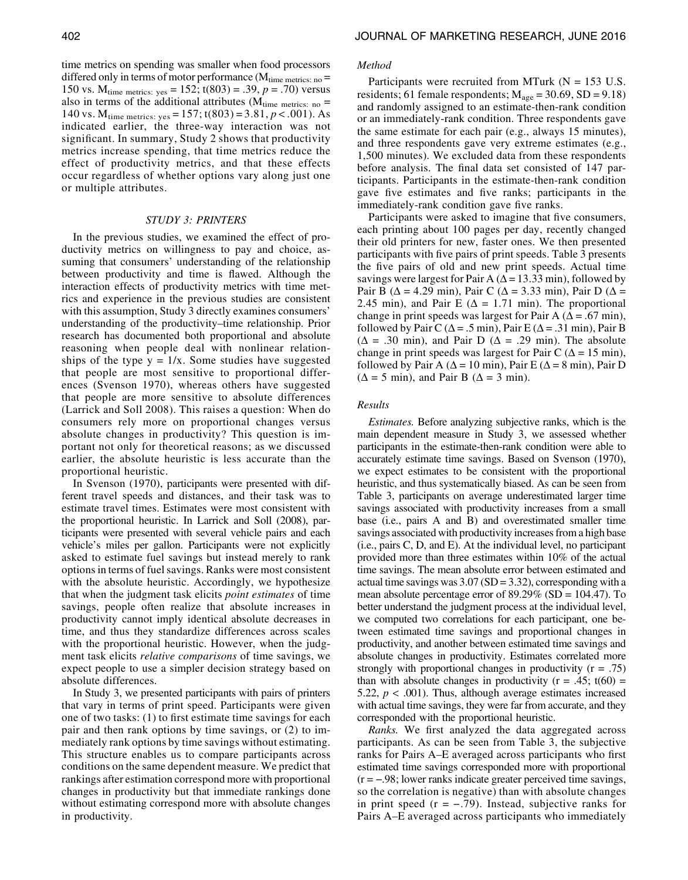time metrics on spending was smaller when food processors differed only in terms of motor performance ($M_{\text{time metrics: no}}$ = 150 vs. $M_{\text{time metrics: yes}}$ = 152; $t(803) = .39$, $p = .70$) versus also in terms of the additional attributes ($M_{\text{time metrics: no}}$ = 140 vs. $M_{\text{time metrics: yes}}$ = 157; $t(803) = 3.81$, $p < .001$). As indicated earlier, the three-way interaction was not significant. In summary, Study 2 shows that productivity metrics increase spending, that time metrics reduce the effect of productivity metrics, and that these effects occur regardless of whether options vary along just one or multiple attributes.

## STUDY 3: PRINTERS

In the previous studies, we examined the effect of productivity metrics on willingness to pay and choice, assuming that consumers' understanding of the relationship between productivity and time is flawed. Although the interaction effects of productivity metrics with time metrics and experience in the previous studies are consistent with this assumption, Study 3 directly examines consumers' understanding of the productivity–time relationship. Prior research has documented both proportional and absolute reasoning when people deal with nonlinear relationships of the type $y = 1/x$. Some studies have suggested that people are most sensitive to proportional differences (Svenson 1970), whereas others have suggested that people are more sensitive to absolute differences (Larrick and Soll 2008). This raises a question: When do consumers rely more on proportional changes versus absolute changes in productivity? This question is important not only for theoretical reasons; as we discussed earlier, the absolute heuristic is less accurate than the proportional heuristic.

In Svenson (1970), participants were presented with different travel speeds and distances, and their task was to estimate travel times. Estimates were most consistent with the proportional heuristic. In Larrick and Soll (2008), participants were presented with several vehicle pairs and each vehicle's miles per gallon. Participants were not explicitly asked to estimate fuel savings but instead merely to rank options in terms of fuel savings. Ranks were most consistent with the absolute heuristic. Accordingly, we hypothesize that when the judgment task elicits *point estimates* of time savings, people often realize that absolute increases in productivity cannot imply identical absolute decreases in time, and thus they standardize differences across scales with the proportional heuristic. However, when the judgment task elicits *relative comparisons* of time savings, we expect people to use a simpler decision strategy based on absolute differences.

In Study 3, we presented participants with pairs of printers that vary in terms of print speed. Participants were given one of two tasks: (1) to first estimate time savings for each pair and then rank options by time savings, or (2) to immediately rank options by time savings without estimating. This structure enables us to compare participants across conditions on the same dependent measure. We predict that rankings after estimation correspond more with proportional changes in productivity but that immediate rankings done without estimating correspond more with absolute changes in productivity.

### Method

Participants were recruited from MTurk (N = 153 U.S. residents; 61 female respondents; $M_{age} = 30.69$, $SD = 9.18$) and randomly assigned to an estimate-then-rank condition or an immediately-rank condition. Three respondents gave the same estimate for each pair (e.g., always 15 minutes), and three respondents gave very extreme estimates (e.g., 1,500 minutes). We excluded data from these respondents before analysis. The final data set consisted of 147 participants. Participants in the estimate-then-rank condition gave five estimates and five ranks; participants in the immediately-rank condition gave five ranks.

Participants were asked to imagine that five consumers, each printing about 100 pages per day, recently changed their old printers for new, faster ones. We then presented participants with five pairs of print speeds. Table 3 presents the five pairs of old and new print speeds. Actual time savings were largest for Pair A ($\Delta = 13.33$ min), followed by Pair B ($\Delta = 4.29$ min), Pair C ($\Delta = 3.33$ min), Pair D ($\Delta = 2.45$ min), and Pair E ($\Delta = 1.71$ min). The proportional change in print speeds was largest for Pair A ($\Delta = .67$ min), followed by Pair C ($\Delta = .5$ min), Pair E ($\Delta = .31$ min), Pair B ($\Delta = .30$ min), and Pair D ($\Delta = .29$ min). The absolute change in print speeds was largest for Pair C ($\Delta = 15$ min), followed by Pair A ($\Delta = 10$ min), Pair E ($\Delta = 8$ min), Pair D ($\Delta = 5$ min), and Pair B ($\Delta = 3$ min).

### Results

*Estimates.* Before analyzing subjective ranks, which is the main dependent measure in Study 3, we assessed whether participants in the estimate-then-rank condition were able to accurately estimate time savings. Based on Svenson (1970), we expect estimates to be consistent with the proportional heuristic, and thus systematically biased. As can be seen from Table 3, participants on average underestimated larger time savings associated with productivity increases from a small base (i.e., pairs A and B) and overestimated smaller time savings associated with productivity increases from a high base (i.e., pairs C, D, and E). At the individual level, no participant provided more than three estimates within 10% of the actual time savings. The mean absolute error between estimated and actual time savings was 3.07 (SD = 3.32), corresponding with a mean absolute percentage error of 89.29% (SD = 104.47). To better understand the judgment process at the individual level, we computed two correlations for each participant, one between estimated time savings and proportional changes in productivity, and another between estimated time savings and absolute changes in productivity. Estimates correlated more strongly with proportional changes in productivity ($r = .75$) than with absolute changes in productivity ($r = .45$; $t(60) = 5.22$, $p < .001$). Thus, although average estimates increased with actual time savings, they were far from accurate, and they corresponded with the proportional heuristic.

*Ranks.* We first analyzed the data aggregated across participants. As can be seen from Table 3, the subjective ranks for Pairs A–E averaged across participants who first estimated time savings corresponded more with proportional ($r = -.98$; lower ranks indicate greater perceived time savings, so the correlation is negative) than with absolute changes in print speed ($r = -.79$). Instead, subjective ranks for Pairs A–E averaged across participants who immediately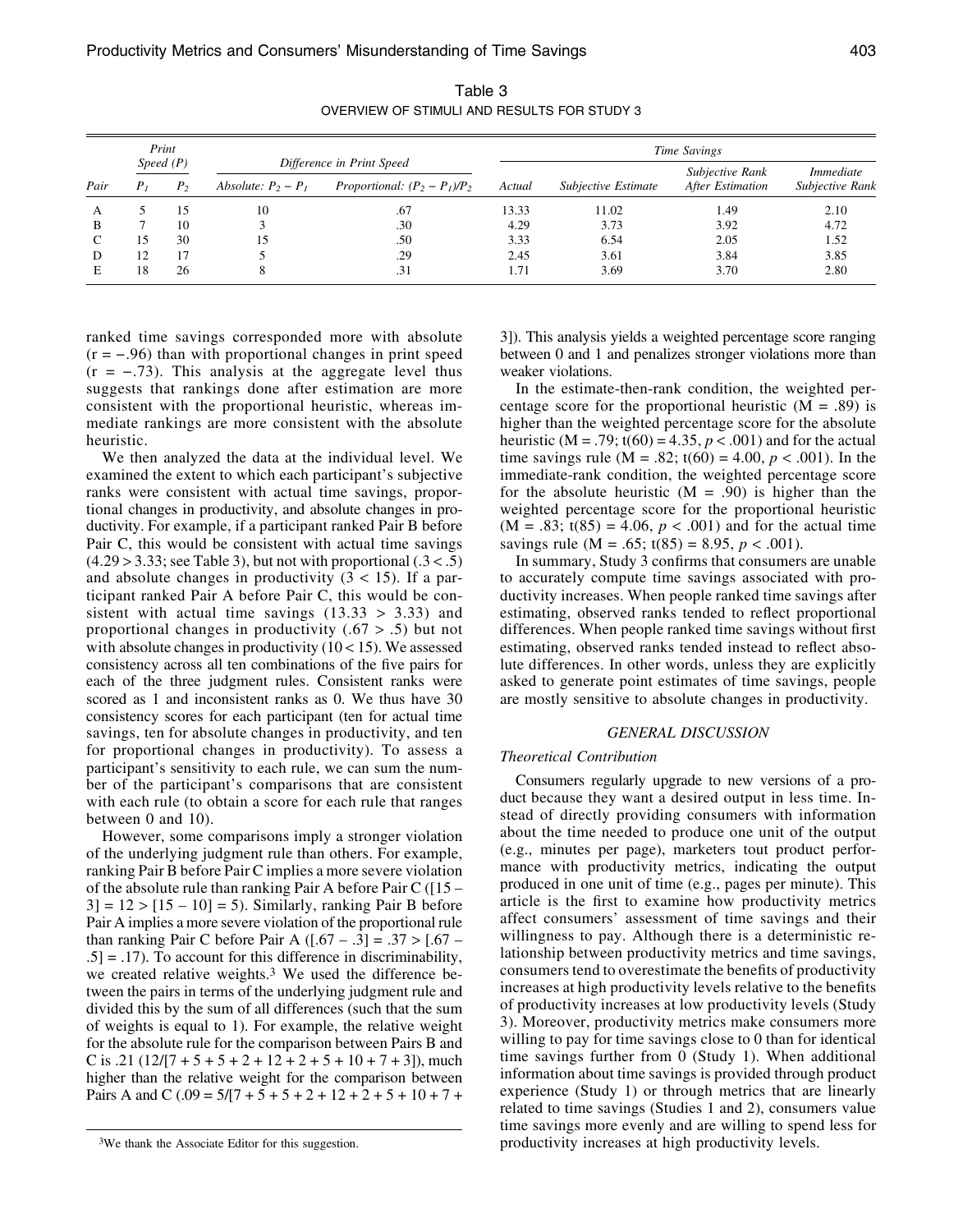Table 3
OVERVIEW OF STIMULI AND RESULTS FOR STUDY 3

| | *Print Speed (P)* | | *Difference in Print Speed* | | *Time Savings* | | | |
|---|---|---|---|---|---|---|---|---|
| *Pair* | $P_1$ | $P_2$ | *Absolute:* $P_2 - P_1$ | *Proportional:* $(P_2 - P_1)/P_2$ | *Actual* | *Subjective Estimate* | *Subjective Rank After Estimation* | *Immediate Subjective Rank* |
| A | 5 | 15 | 10 | .67 | 13.33 | 11.02 | 1.49 | 2.10 |
| B | 7 | 10 | 3 | .30 | 4.29 | 3.73 | 3.92 | 4.72 |
| C | 15 | 30 | 15 | .50 | 3.33 | 6.54 | 2.05 | 1.52 |
| D | 12 | 17 | 5 | .29 | 2.45 | 3.61 | 3.84 | 3.85 |
| E | 18 | 26 | 8 | .31 | 1.71 | 3.69 | 3.70 | 2.80 |

ranked time savings corresponded more with absolute ($r = -.96$) than with proportional changes in print speed ($r = -.73$). This analysis at the aggregate level thus suggests that rankings done after estimation are more consistent with the proportional heuristic, whereas immediate rankings are more consistent with the absolute heuristic.

We then analyzed the data at the individual level. We examined the extent to which each participant's subjective ranks were consistent with actual time savings, proportional changes in productivity, and absolute changes in productivity. For example, if a participant ranked Pair B before Pair C, this would be consistent with actual time savings ($4.29 > 3.33$; see Table 3), but not with proportional ($.3 < .5$) and absolute changes in productivity ($3 < 15$). If a participant ranked Pair A before Pair C, this would be consistent with actual time savings ($13.33 > 3.33$) and proportional changes in productivity ($.67 > .5$) but not with absolute changes in productivity ($10 < 15$). We assessed consistency across all ten combinations of the five pairs for each of the three judgment rules. Consistent ranks were scored as 1 and inconsistent ranks as 0. We thus have 30 consistency scores for each participant (ten for actual time savings, ten for absolute changes in productivity, and ten for proportional changes in productivity). To assess a participant's sensitivity to each rule, we can sum the number of the participant's comparisons that are consistent with each rule (to obtain a score for each rule that ranges between 0 and 10).

However, some comparisons imply a stronger violation of the underlying judgment rule than others. For example, ranking Pair B before Pair C implies a more severe violation of the absolute rule than ranking Pair A before Pair C ($[15 - 3] = 12 > [15 - 10] = 5$). Similarly, ranking Pair B before Pair A implies a more severe violation of the proportional rule than ranking Pair C before Pair A ($[.67 - .3] = .37 > [.67 - .5] = .17$). To account for this difference in discriminability, we created relative weights.[3] We used the difference between the pairs in terms of the underlying judgment rule and divided this by the sum of all differences (such that the sum of weights is equal to 1). For example, the relative weight for the absolute rule for the comparison between Pairs B and C is .21 ($12/[7 + 5 + 5 + 2 + 12 + 2 + 5 + 10 + 7 + 3]$), much higher than the relative weight for the comparison between Pairs A and C ($.09 = 5/[7 + 5 + 5 + 2 + 12 + 2 + 5 + 10 + 7 + 3]$). This analysis yields a weighted percentage score ranging between 0 and 1 and penalizes stronger violations more than weaker violations.

In the estimate-then-rank condition, the weighted percentage score for the proportional heuristic ($M = .89$) is higher than the weighted percentage score for the absolute heuristic ($M = .79$; $t(60) = 4.35$, $p < .001$) and for the actual time savings rule ($M = .82$; $t(60) = 4.00$, $p < .001$). In the immediate-rank condition, the weighted percentage score for the absolute heuristic ($M = .90$) is higher than the weighted percentage score for the proportional heuristic ($M = .83$; $t(85) = 4.06$, $p < .001$) and for the actual time savings rule ($M = .65$; $t(85) = 8.95$, $p < .001$).

In summary, Study 3 confirms that consumers are unable to accurately compute time savings associated with productivity increases. When people ranked time savings after estimating, observed ranks tended to reflect proportional differences. When people ranked time savings without first estimating, observed ranks tended instead to reflect absolute differences. In other words, unless they are explicitly asked to generate point estimates of time savings, people are mostly sensitive to absolute changes in productivity.

## GENERAL DISCUSSION

### Theoretical Contribution

Consumers regularly upgrade to new versions of a product because they want a desired output in less time. Instead of directly providing consumers with information about the time needed to produce one unit of the output (e.g., minutes per page), marketers tout product performance with productivity metrics, indicating the output produced in one unit of time (e.g., pages per minute). This article is the first to examine how productivity metrics affect consumers' assessment of time savings and their willingness to pay. Although there is a deterministic relationship between productivity metrics and time savings, consumers tend to overestimate the benefits of productivity increases at high productivity levels relative to the benefits of productivity increases at low productivity levels (Study 3). Moreover, productivity metrics make consumers more willing to pay for time savings close to 0 than for identical time savings further from 0 (Study 1). When additional information about time savings is provided through product experience (Study 1) or through metrics that are linearly related to time savings (Studies 1 and 2), consumers value time savings more evenly and are willing to spend less for productivity increases at high productivity levels.

[3]We thank the Associate Editor for this suggestion.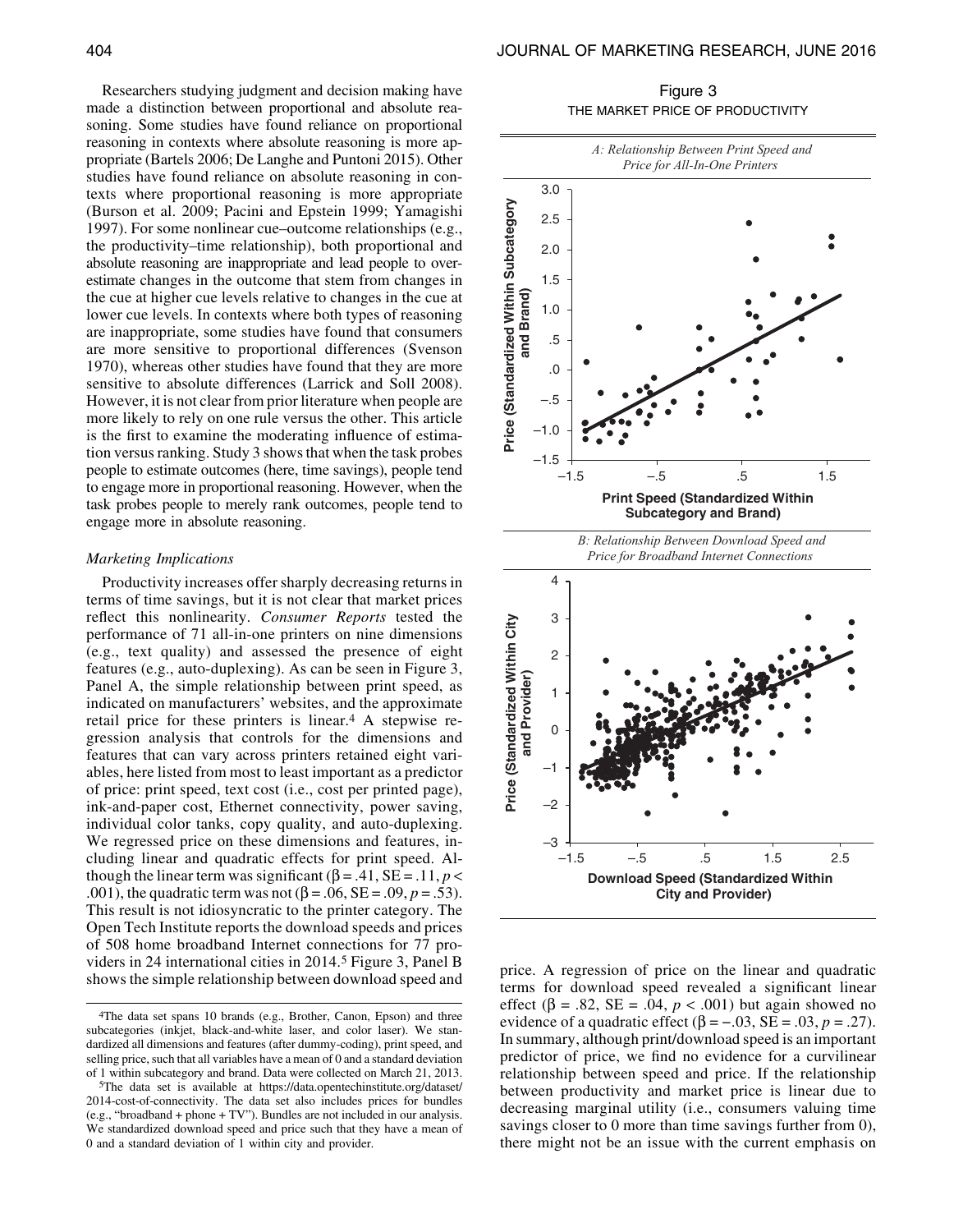Researchers studying judgment and decision making have made a distinction between proportional and absolute reasoning. Some studies have found reliance on proportional reasoning in contexts where absolute reasoning is more appropriate (Bartels 2006; De Langhe and Puntoni 2015). Other studies have found reliance on absolute reasoning in contexts where proportional reasoning is more appropriate (Burson et al. 2009; Pacini and Epstein 1999; Yamagishi 1997). For some nonlinear cue–outcome relationships (e.g., the productivity–time relationship), both proportional and absolute reasoning are inappropriate and lead people to overestimate changes in the outcome that stem from changes in the cue at higher cue levels relative to changes in the cue at lower cue levels. In contexts where both types of reasoning are inappropriate, some studies have found that consumers are more sensitive to proportional differences (Svenson 1970), whereas other studies have found that they are more sensitive to absolute differences (Larrick and Soll 2008). However, it is not clear from prior literature when people are more likely to rely on one rule versus the other. This article is the first to examine the moderating influence of estimation versus ranking. Study 3 shows that when the task probes people to estimate outcomes (here, time savings), people tend to engage more in proportional reasoning. However, when the task probes people to merely rank outcomes, people tend to engage more in absolute reasoning.

### *Marketing Implications*

Productivity increases offer sharply decreasing returns in terms of time savings, but it is not clear that market prices reflect this nonlinearity. *Consumer Reports* tested the performance of 71 all-in-one printers on nine dimensions (e.g., text quality) and assessed the presence of eight features (e.g., auto-duplexing). As can be seen in Figure 3, Panel A, the simple relationship between print speed, as indicated on manufacturers' websites, and the approximate retail price for these printers is linear.[4] A stepwise regression analysis that controls for the dimensions and features that can vary across printers retained eight variables, here listed from most to least important as a predictor of price: print speed, text cost (i.e., cost per printed page), ink-and-paper cost, Ethernet connectivity, power saving, individual color tanks, copy quality, and auto-duplexing. We regressed price on these dimensions and features, including linear and quadratic effects for print speed. Although the linear term was significant ($\beta = .41$, SE = .11, $p < .001$), the quadratic term was not ($\beta = .06$, SE = .09, $p = .53$). This result is not idiosyncratic to the printer category. The Open Tech Institute reports the download speeds and prices of 508 home broadband Internet connections for 77 providers in 24 international cities in 2014.[5] Figure 3, Panel B shows the simple relationship between download speed and price. A regression of price on the linear and quadratic terms for download speed revealed a significant linear effect ($\beta = .82$, SE = .04, $p < .001$) but again showed no evidence of a quadratic effect ($\beta = -.03$, SE = .03, $p = .27$). In summary, although print/download speed is an important predictor of price, we find no evidence for a curvilinear relationship between speed and price. If the relationship between productivity and market price is linear due to decreasing marginal utility (i.e., consumers valuing time savings closer to 0 more than time savings further from 0), there might not be an issue with the current emphasis on

Figure 3

THE MARKET PRICE OF PRODUCTIVITY

*A: Relationship Between Print Speed and Price for All-In-One Printers*

*B: Relationship Between Download Speed and Price for Broadband Internet Connections*

[4] The data set spans 10 brands (e.g., Brother, Canon, Epson) and three subcategories (inkjet, black-and-white laser, and color laser). We standardized all dimensions and features (after dummy-coding), print speed, and selling price, such that all variables have a mean of 0 and a standard deviation of 1 within subcategory and brand. Data were collected on March 21, 2013.

[5] The data set is available at https://data.opentechinstitute.org/dataset/2014-cost-of-connectivity. The data set also includes prices for bundles (e.g., "broadband + phone + TV"). Bundles are not included in our analysis. We standardized download speed and price such that they have a mean of 0 and a standard deviation of 1 within city and provider.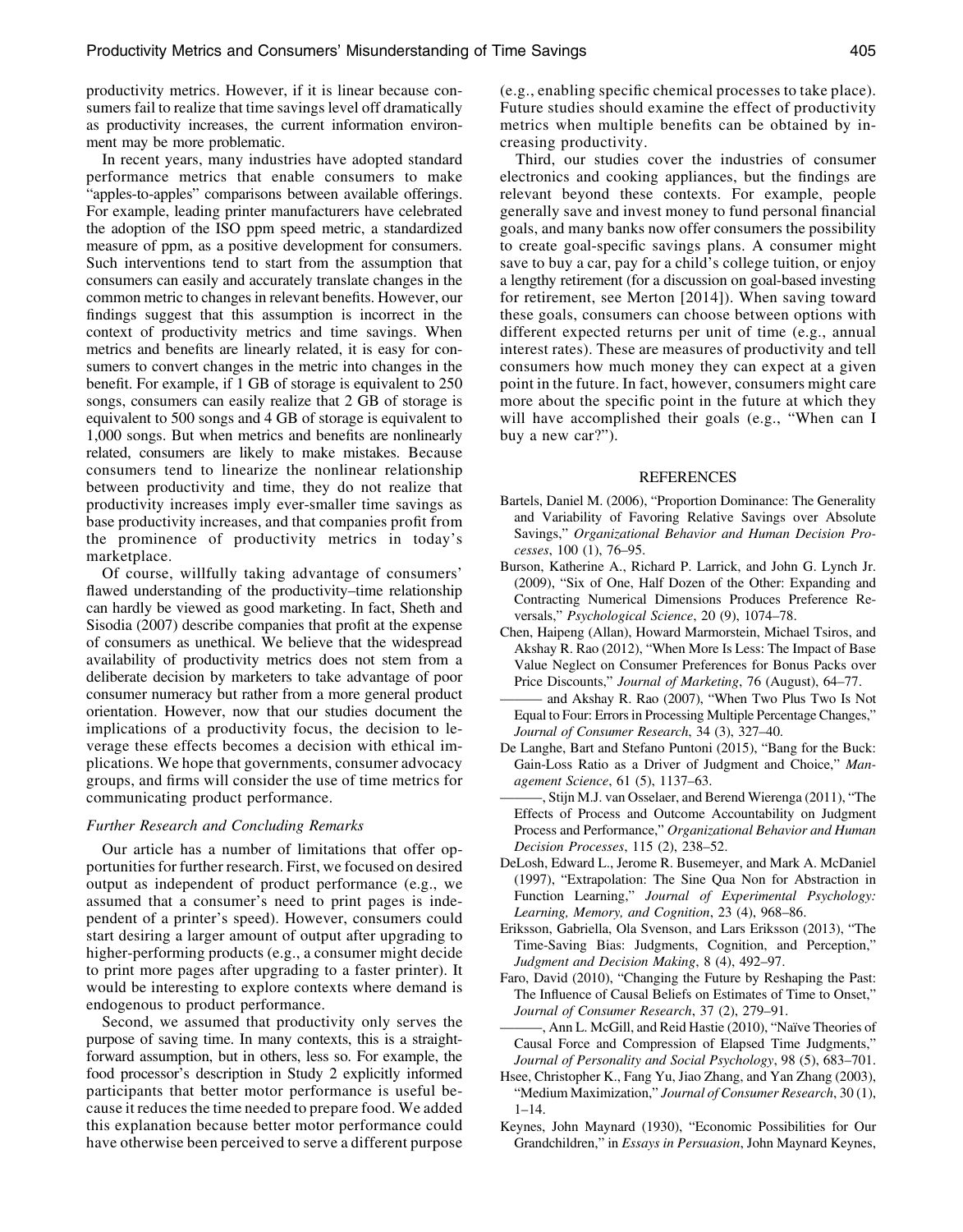productivity metrics. However, if it is linear because consumers fail to realize that time savings level off dramatically as productivity increases, the current information environment may be more problematic.

In recent years, many industries have adopted standard performance metrics that enable consumers to make "apples-to-apples" comparisons between available offerings. For example, leading printer manufacturers have celebrated the adoption of the ISO ppm speed metric, a standardized measure of ppm, as a positive development for consumers. Such interventions tend to start from the assumption that consumers can easily and accurately translate changes in the common metric to changes in relevant benefits. However, our findings suggest that this assumption is incorrect in the context of productivity metrics and time savings. When metrics and benefits are linearly related, it is easy for consumers to convert changes in the metric into changes in the benefit. For example, if 1 GB of storage is equivalent to 250 songs, consumers can easily realize that 2 GB of storage is equivalent to 500 songs and 4 GB of storage is equivalent to 1,000 songs. But when metrics and benefits are nonlinearly related, consumers are likely to make mistakes. Because consumers tend to linearize the nonlinear relationship between productivity and time, they do not realize that productivity increases imply ever-smaller time savings as base productivity increases, and that companies profit from the prominence of productivity metrics in today's marketplace.

Of course, willfully taking advantage of consumers' flawed understanding of the productivity–time relationship can hardly be viewed as good marketing. In fact, Sheth and Sisodia (2007) describe companies that profit at the expense of consumers as unethical. We believe that the widespread availability of productivity metrics does not stem from a deliberate decision by marketers to take advantage of poor consumer numeracy but rather from a more general product orientation. However, now that our studies document the implications of a productivity focus, the decision to leverage these effects becomes a decision with ethical implications. We hope that governments, consumer advocacy groups, and firms will consider the use of time metrics for communicating product performance.

### *Further Research and Concluding Remarks*

Our article has a number of limitations that offer opportunities for further research. First, we focused on desired output as independent of product performance (e.g., we assumed that a consumer's need to print pages is independent of a printer's speed). However, consumers could start desiring a larger amount of output after upgrading to higher-performing products (e.g., a consumer might decide to print more pages after upgrading to a faster printer). It would be interesting to explore contexts where demand is endogenous to product performance.

Second, we assumed that productivity only serves the purpose of saving time. In many contexts, this is a straightforward assumption, but in others, less so. For example, the food processor's description in Study 2 explicitly informed participants that better motor performance is useful because it reduces the time needed to prepare food. We added this explanation because better motor performance could have otherwise been perceived to serve a different purpose (e.g., enabling specific chemical processes to take place). Future studies should examine the effect of productivity metrics when multiple benefits can be obtained by increasing productivity.

Third, our studies cover the industries of consumer electronics and cooking appliances, but the findings are relevant beyond these contexts. For example, people generally save and invest money to fund personal financial goals, and many banks now offer consumers the possibility to create goal-specific savings plans. A consumer might save to buy a car, pay for a child's college tuition, or enjoy a lengthy retirement (for a discussion on goal-based investing for retirement, see Merton [2014]). When saving toward these goals, consumers can choose between options with different expected returns per unit of time (e.g., annual interest rates). These are measures of productivity and tell consumers how much money they can expect at a given point in the future. In fact, however, consumers might care more about the specific point in the future at which they will have accomplished their goals (e.g., "When can I buy a new car?").

## REFERENCES

Bartels, Daniel M. (2006), "Proportion Dominance: The Generality and Variability of Favoring Relative Savings over Absolute Savings," *Organizational Behavior and Human Decision Processes*, 100 (1), 76–95.

Burson, Katherine A., Richard P. Larrick, and John G. Lynch Jr. (2009), "Six of One, Half Dozen of the Other: Expanding and Contracting Numerical Dimensions Produces Preference Reversals," *Psychological Science*, 20 (9), 1074–78.

Chen, Haipeng (Allan), Howard Marmorstein, Michael Tsiros, and Akshay R. Rao (2012), "When More Is Less: The Impact of Base Value Neglect on Consumer Preferences for Bonus Packs over Price Discounts," *Journal of Marketing*, 76 (August), 64–77.

——— and Akshay R. Rao (2007), "When Two Plus Two Is Not Equal to Four: Errors in Processing Multiple Percentage Changes," *Journal of Consumer Research*, 34 (3), 327–40.

De Langhe, Bart and Stefano Puntoni (2015), "Bang for the Buck: Gain-Loss Ratio as a Driver of Judgment and Choice," *Management Science*, 61 (5), 1137–63.

———, Stijn M.J. van Osselaer, and Berend Wierenga (2011), "The Effects of Process and Outcome Accountability on Judgment Process and Performance," *Organizational Behavior and Human Decision Processes*, 115 (2), 238–52.

DeLosh, Edward L., Jerome R. Busemeyer, and Mark A. McDaniel (1997), "Extrapolation: The Sine Qua Non for Abstraction in Function Learning," *Journal of Experimental Psychology: Learning, Memory, and Cognition*, 23 (4), 968–86.

Eriksson, Gabriella, Ola Svenson, and Lars Eriksson (2013), "The Time-Saving Bias: Judgments, Cognition, and Perception," *Judgment and Decision Making*, 8 (4), 492–97.

Faro, David (2010), "Changing the Future by Reshaping the Past: The Influence of Causal Beliefs on Estimates of Time to Onset," *Journal of Consumer Research*, 37 (2), 279–91.

———, Ann L. McGill, and Reid Hastie (2010), "Naïve Theories of Causal Force and Compression of Elapsed Time Judgments," *Journal of Personality and Social Psychology*, 98 (5), 683–701.

Hsee, Christopher K., Fang Yu, Jiao Zhang, and Yan Zhang (2003), "Medium Maximization," *Journal of Consumer Research*, 30 (1), 1–14.

Keynes, John Maynard (1930), "Economic Possibilities for Our Grandchildren," in *Essays in Persuasion*, John Maynard Keynes,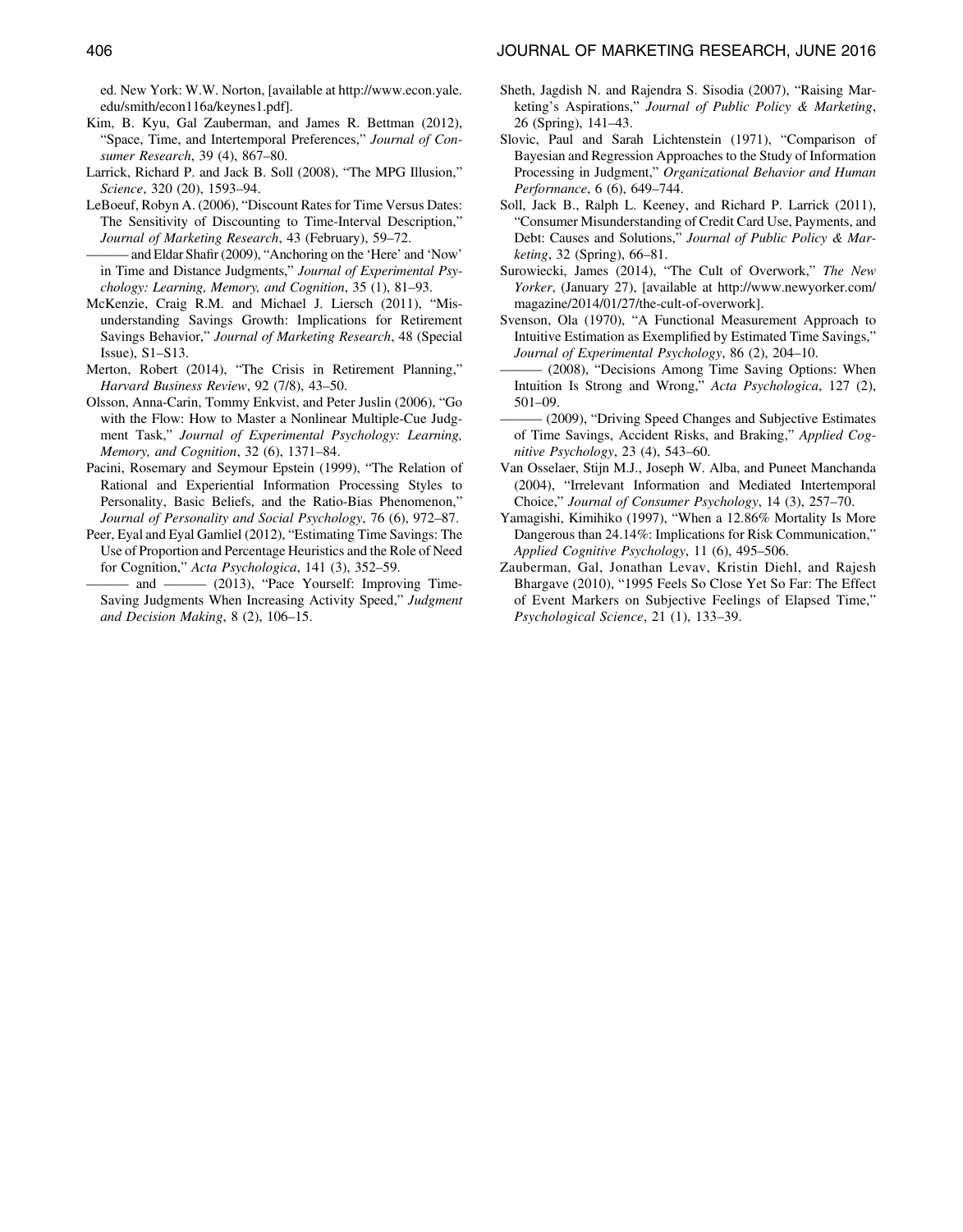ed. New York: W.W. Norton, [available at http://www.econ.yale.edu/smith/econ116a/keynes1.pdf].

Kim, B. Kyu, Gal Zauberman, and James R. Bettman (2012), "Space, Time, and Intertemporal Preferences," *Journal of Consumer Research*, 39 (4), 867–80.

Larrick, Richard P. and Jack B. Soll (2008), "The MPG Illusion," *Science*, 320 (20), 1593–94.

LeBoeuf, Robyn A. (2006), "Discount Rates for Time Versus Dates: The Sensitivity of Discounting to Time-Interval Description," *Journal of Marketing Research*, 43 (February), 59–72.

——— and Eldar Shafir (2009), "Anchoring on the 'Here' and 'Now' in Time and Distance Judgments," *Journal of Experimental Psychology: Learning, Memory, and Cognition*, 35 (1), 81–93.

McKenzie, Craig R.M. and Michael J. Liersch (2011), "Misunderstanding Savings Growth: Implications for Retirement Savings Behavior," *Journal of Marketing Research*, 48 (Special Issue), S1–S13.

Merton, Robert (2014), "The Crisis in Retirement Planning," *Harvard Business Review*, 92 (7/8), 43–50.

Olsson, Anna-Carin, Tommy Enkvist, and Peter Juslin (2006), "Go with the Flow: How to Master a Nonlinear Multiple-Cue Judgment Task," *Journal of Experimental Psychology: Learning, Memory, and Cognition*, 32 (6), 1371–84.

Pacini, Rosemary and Seymour Epstein (1999), "The Relation of Rational and Experiential Information Processing Styles to Personality, Basic Beliefs, and the Ratio-Bias Phenomenon," *Journal of Personality and Social Psychology*, 76 (6), 972–87.

Peer, Eyal and Eyal Gamliel (2012), "Estimating Time Savings: The Use of Proportion and Percentage Heuristics and the Role of Need for Cognition," *Acta Psychologica*, 141 (3), 352–59.

——— and ——— (2013), "Pace Yourself: Improving Time-Saving Judgments When Increasing Activity Speed," *Judgment and Decision Making*, 8 (2), 106–15.

Sheth, Jagdish N. and Rajendra S. Sisodia (2007), "Raising Marketing's Aspirations," *Journal of Public Policy & Marketing*, 26 (Spring), 141–43.

Slovic, Paul and Sarah Lichtenstein (1971), "Comparison of Bayesian and Regression Approaches to the Study of Information Processing in Judgment," *Organizational Behavior and Human Performance*, 6 (6), 649–744.

Soll, Jack B., Ralph L. Keeney, and Richard P. Larrick (2011), "Consumer Misunderstanding of Credit Card Use, Payments, and Debt: Causes and Solutions," *Journal of Public Policy & Marketing*, 32 (Spring), 66–81.

Surowiecki, James (2014), "The Cult of Overwork," *The New Yorker*, (January 27), [available at http://www.newyorker.com/magazine/2014/01/27/the-cult-of-overwork].

Svenson, Ola (1970), "A Functional Measurement Approach to Intuitive Estimation as Exemplified by Estimated Time Savings," *Journal of Experimental Psychology*, 86 (2), 204–10.

——— (2008), "Decisions Among Time Saving Options: When Intuition Is Strong and Wrong," *Acta Psychologica*, 127 (2), 501–09.

——— (2009), "Driving Speed Changes and Subjective Estimates of Time Savings, Accident Risks, and Braking," *Applied Cognitive Psychology*, 23 (4), 543–60.

Van Osselaer, Stijn M.J., Joseph W. Alba, and Puneet Manchanda (2004), "Irrelevant Information and Mediated Intertemporal Choice," *Journal of Consumer Psychology*, 14 (3), 257–70.

Yamagishi, Kimihiko (1997), "When a 12.86% Mortality Is More Dangerous than 24.14%: Implications for Risk Communication," *Applied Cognitive Psychology*, 11 (6), 495–506.

Zauberman, Gal, Jonathan Levav, Kristin Diehl, and Rajesh Bhargave (2010), "1995 Feels So Close Yet So Far: The Effect of Event Markers on Subjective Feelings of Elapsed Time," *Psychological Science*, 21 (1), 133–39.